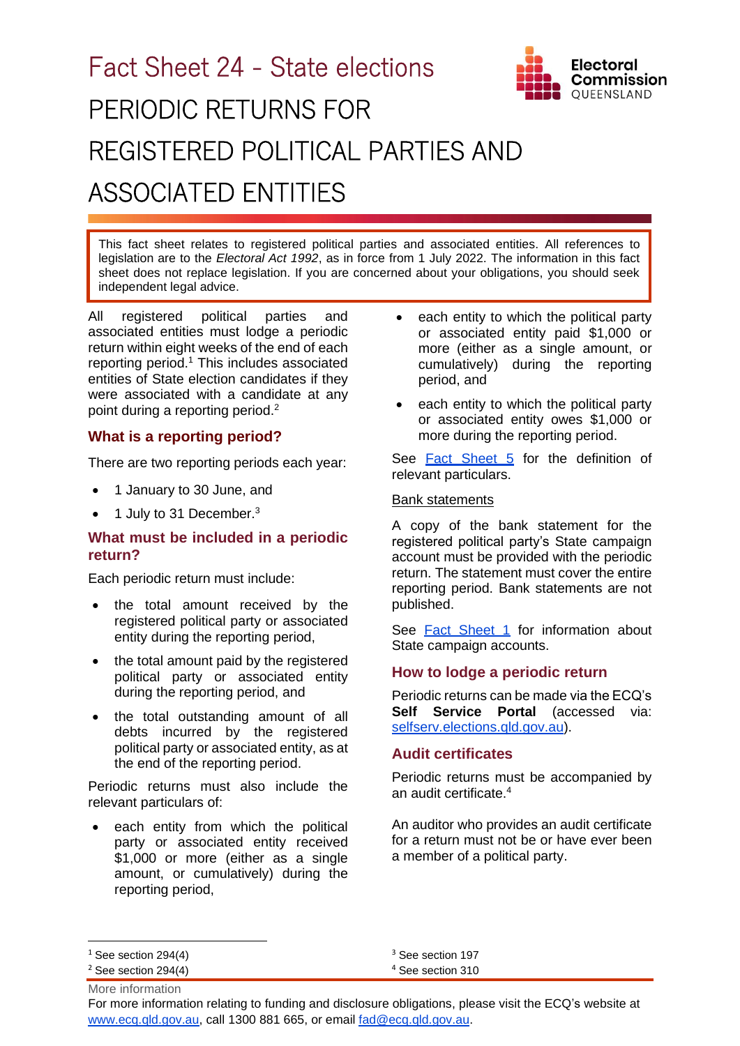# Fact Sheet 24 - State elections

# PERIODIC RETURNS FOR REGISTERED POLITICAL PARTIES AND ASSOCIATED ENTITIES

This fact sheet relates to registered political parties and associated entities. All references to legislation are to the *Electoral Act 1992*, as in force from 1 July 2022. The information in this fact sheet does not replace legislation. If you are concerned about your obligations, you should seek independent legal advice.

All registered political parties and associated entities must lodge a periodic return within eight weeks of the end of each reporting period.[1] This includes associated entities of State election candidates if they were associated with a candidate at any point during a reporting period.[2]

## What is a reporting period?

There are two reporting periods each year:

- 1 January to 30 June, and
- 1 July to 31 December.[3]

## What must be included in a periodic return?

Each periodic return must include:

- the total amount received by the registered political party or associated entity during the reporting period,
- the total amount paid by the registered political party or associated entity during the reporting period, and
- the total outstanding amount of all debts incurred by the registered political party or associated entity, as at the end of the reporting period.

Periodic returns must also include the relevant particulars of:

- each entity from which the political party or associated entity received $1,000 or more (either as a single amount, or cumulatively) during the reporting period,
- each entity to which the political party or associated entity paid $1,000 or more (either as a single amount, or cumulatively) during the reporting period, and
- each entity to which the political party or associated entity owes $1,000 or more during the reporting period.

See [Fact Sheet 5](#) for the definition of relevant particulars.

Bank statements

A copy of the bank statement for the registered political party's State campaign account must be provided with the periodic return. The statement must cover the entire reporting period. Bank statements are not published.

See [Fact Sheet 1](#) for information about State campaign accounts.

## How to lodge a periodic return

Periodic returns can be made via the ECQ's **Self Service Portal** (accessed via: selfserv.elections.qld.gov.au).

## Audit certificates

Periodic returns must be accompanied by an audit certificate.[4]

An auditor who provides an audit certificate for a return must not be or have ever been a member of a political party.

---

[1] See section 294(4)
[2] See section 294(4)
[3] See section 197
[4] See section 310

More information

For more information relating to funding and disclosure obligations, please visit the ECQ's website at www.ecq.qld.gov.au, call 1300 881 665, or email fad@ecq.qld.gov.au.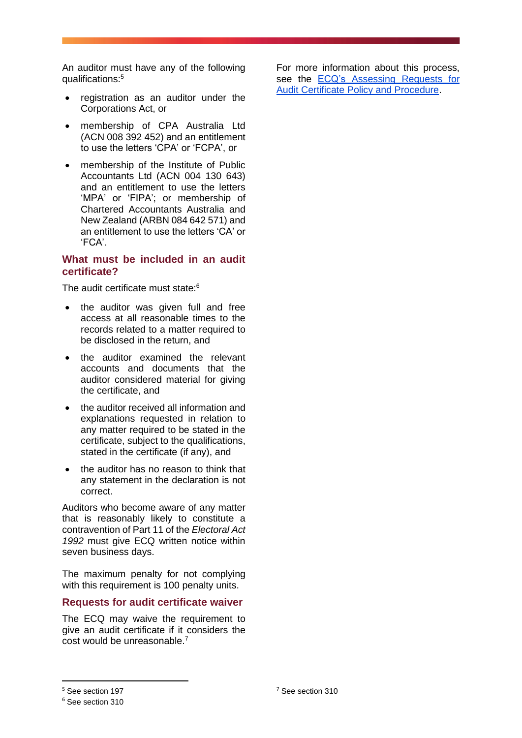An auditor must have any of the following qualifications:[5]

- registration as an auditor under the Corporations Act, or
- membership of CPA Australia Ltd (ACN 008 392 452) and an entitlement to use the letters 'CPA' or 'FCPA', or
- membership of the Institute of Public Accountants Ltd (ACN 004 130 643) and an entitlement to use the letters 'MPA' or 'FIPA'; or membership of Chartered Accountants Australia and New Zealand (ARBN 084 642 571) and an entitlement to use the letters 'CA' or 'FCA'.

## What must be included in an audit certificate?

The audit certificate must state:[6]

- the auditor was given full and free access at all reasonable times to the records related to a matter required to be disclosed in the return, and
- the auditor examined the relevant accounts and documents that the auditor considered material for giving the certificate, and
- the auditor received all information and explanations requested in relation to any matter required to be stated in the certificate, subject to the qualifications, stated in the certificate (if any), and
- the auditor has no reason to think that any statement in the declaration is not correct.

Auditors who become aware of any matter that is reasonably likely to constitute a contravention of Part 11 of the *Electoral Act 1992* must give ECQ written notice within seven business days.

The maximum penalty for not complying with this requirement is 100 penalty units.

## Requests for audit certificate waiver

The ECQ may waive the requirement to give an audit certificate if it considers the cost would be unreasonable.[7]

For more information about this process, see the [ECQ's Assessing Requests for Audit Certificate Policy and Procedure]().

---

[5] See section 197

[6] See section 310

[7] See section 310